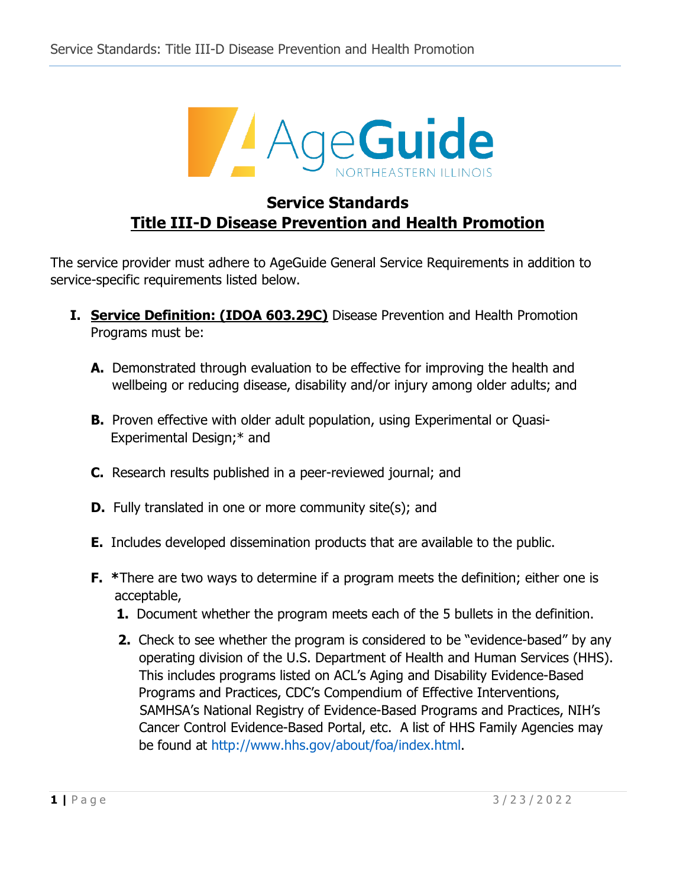# Service Standards

## Title III-D Disease Prevention and Health Promotion

The service provider must adhere to AgeGuide General Service Requirements in addition to service-specific requirements listed below.

**I. Service Definition: (IDOA 603.29C)** Disease Prevention and Health Promotion Programs must be:

- **A.** Demonstrated through evaluation to be effective for improving the health and wellbeing or reducing disease, disability and/or injury among older adults; and
- **B.** Proven effective with older adult population, using Experimental or Quasi-Experimental Design;* and
- **C.** Research results published in a peer-reviewed journal; and
- **D.** Fully translated in one or more community site(s); and
- **E.** Includes developed dissemination products that are available to the public.
- **F.** ***There are two ways to determine if a program meets the definition; either one is acceptable,**
  1. Document whether the program meets each of the 5 bullets in the definition.
  2. Check to see whether the program is considered to be "evidence-based" by any operating division of the U.S. Department of Health and Human Services (HHS). This includes programs listed on ACL's Aging and Disability Evidence-Based Programs and Practices, CDC's Compendium of Effective Interventions, SAMHSA's National Registry of Evidence-Based Programs and Practices, NIH's Cancer Control Evidence-Based Portal, etc. A list of HHS Family Agencies may be found at http://www.hhs.gov/about/foa/index.html.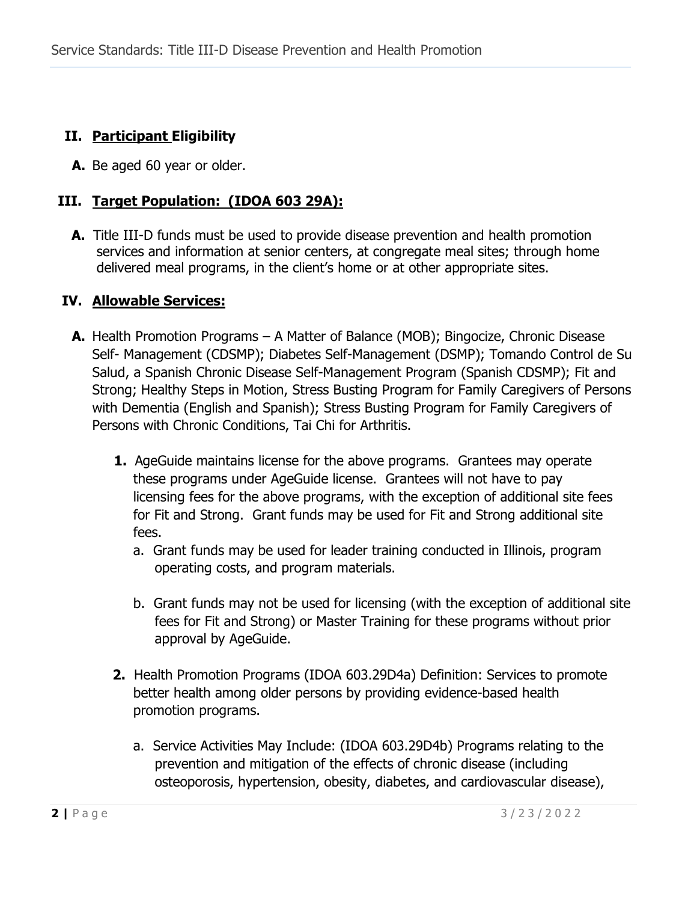## II. Participant Eligibility

**A.** Be aged 60 year or older.

## III. Target Population: (IDOA 603 29A):

**A.** Title III-D funds must be used to provide disease prevention and health promotion services and information at senior centers, at congregate meal sites; through home delivered meal programs, in the client's home or at other appropriate sites.

## IV. Allowable Services:

**A.** Health Promotion Programs – A Matter of Balance (MOB); Bingocize, Chronic Disease Self- Management (CDSMP); Diabetes Self-Management (DSMP); Tomando Control de Su Salud, a Spanish Chronic Disease Self-Management Program (Spanish CDSMP); Fit and Strong; Healthy Steps in Motion, Stress Busting Program for Family Caregivers of Persons with Dementia (English and Spanish); Stress Busting Program for Family Caregivers of Persons with Chronic Conditions, Tai Chi for Arthritis.

1. AgeGuide maintains license for the above programs. Grantees may operate these programs under AgeGuide license. Grantees will not have to pay licensing fees for the above programs, with the exception of additional site fees for Fit and Strong. Grant funds may be used for Fit and Strong additional site fees.
   a. Grant funds may be used for leader training conducted in Illinois, program operating costs, and program materials.

   b. Grant funds may not be used for licensing (with the exception of additional site fees for Fit and Strong) or Master Training for these programs without prior approval by AgeGuide.

2. Health Promotion Programs (IDOA 603.29D4a) Definition: Services to promote better health among older persons by providing evidence-based health promotion programs.

   a. Service Activities May Include: (IDOA 603.29D4b) Programs relating to the prevention and mitigation of the effects of chronic disease (including osteoporosis, hypertension, obesity, diabetes, and cardiovascular disease),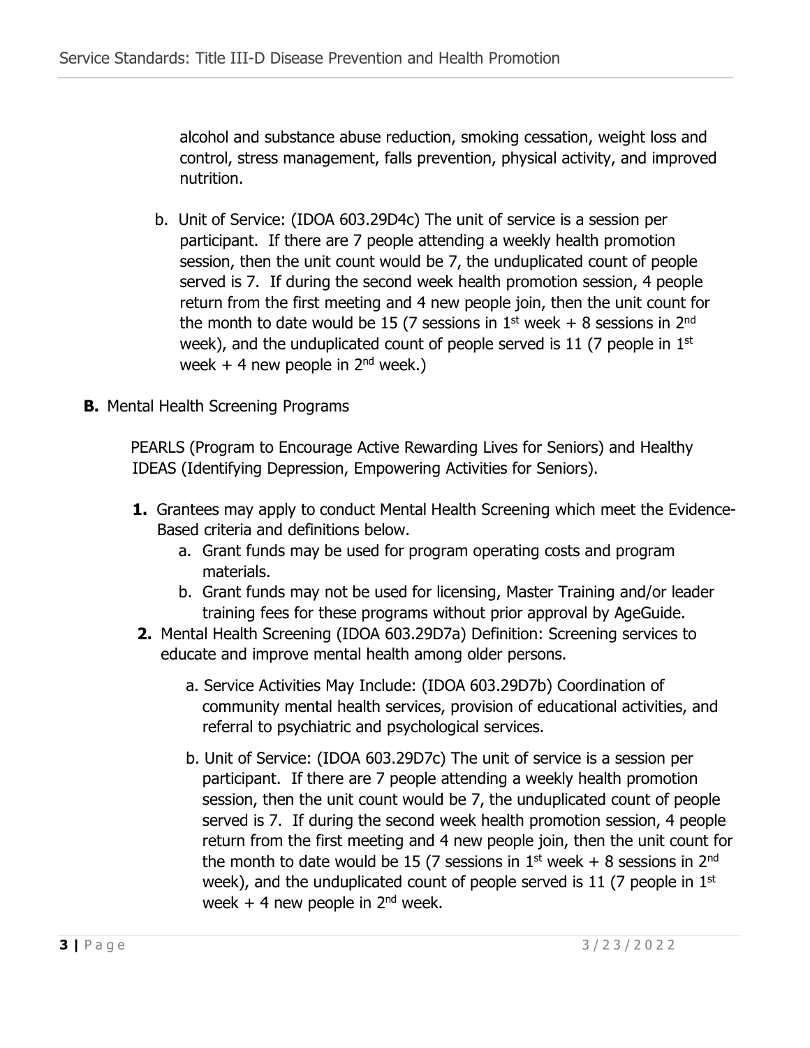alcohol and substance abuse reduction, smoking cessation, weight loss and control, stress management, falls prevention, physical activity, and improved nutrition.

b. Unit of Service: (IDOA 603.29D4c) The unit of service is a session per participant. If there are 7 people attending a weekly health promotion session, then the unit count would be 7, the unduplicated count of people served is 7. If during the second week health promotion session, 4 people return from the first meeting and 4 new people join, then the unit count for the month to date would be 15 (7 sessions in 1st week + 8 sessions in 2nd week), and the unduplicated count of people served is 11 (7 people in 1st week + 4 new people in 2nd week.)

**B.** Mental Health Screening Programs

PEARLS (Program to Encourage Active Rewarding Lives for Seniors) and Healthy IDEAS (Identifying Depression, Empowering Activities for Seniors).

**1.** Grantees may apply to conduct Mental Health Screening which meet the Evidence-Based criteria and definitions below.
   a. Grant funds may be used for program operating costs and program materials.
   b. Grant funds may not be used for licensing, Master Training and/or leader training fees for these programs without prior approval by AgeGuide.

**2.** Mental Health Screening (IDOA 603.29D7a) Definition: Screening services to educate and improve mental health among older persons.

   a. Service Activities May Include: (IDOA 603.29D7b) Coordination of community mental health services, provision of educational activities, and referral to psychiatric and psychological services.

   b. Unit of Service: (IDOA 603.29D7c) The unit of service is a session per participant. If there are 7 people attending a weekly health promotion session, then the unit count would be 7, the unduplicated count of people served is 7. If during the second week health promotion session, 4 people return from the first meeting and 4 new people join, then the unit count for the month to date would be 15 (7 sessions in 1st week + 8 sessions in 2nd week), and the unduplicated count of people served is 11 (7 people in 1st week + 4 new people in 2nd week.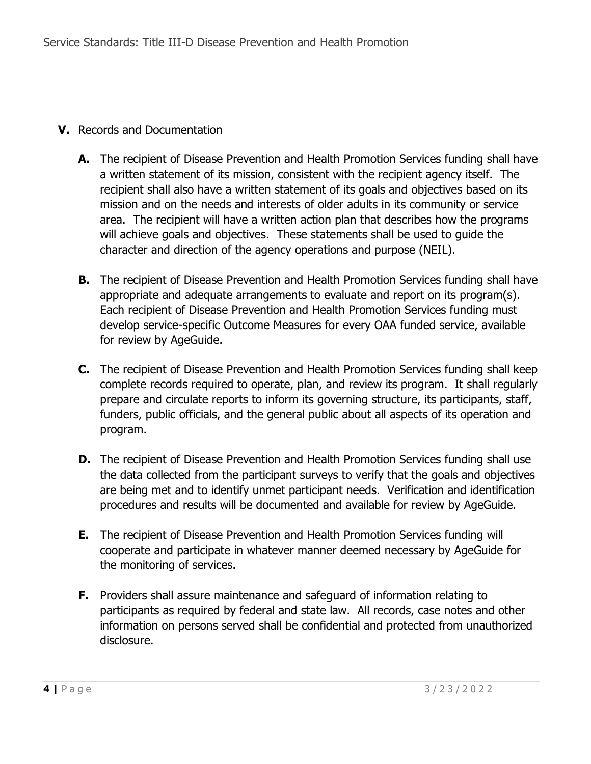## V. Records and Documentation

**A.** The recipient of Disease Prevention and Health Promotion Services funding shall have a written statement of its mission, consistent with the recipient agency itself. The recipient shall also have a written statement of its goals and objectives based on its mission and on the needs and interests of older adults in its community or service area. The recipient will have a written action plan that describes how the programs will achieve goals and objectives. These statements shall be used to guide the character and direction of the agency operations and purpose (NEIL).

**B.** The recipient of Disease Prevention and Health Promotion Services funding shall have appropriate and adequate arrangements to evaluate and report on its program(s). Each recipient of Disease Prevention and Health Promotion Services funding must develop service-specific Outcome Measures for every OAA funded service, available for review by AgeGuide.

**C.** The recipient of Disease Prevention and Health Promotion Services funding shall keep complete records required to operate, plan, and review its program. It shall regularly prepare and circulate reports to inform its governing structure, its participants, staff, funders, public officials, and the general public about all aspects of its operation and program.

**D.** The recipient of Disease Prevention and Health Promotion Services funding shall use the data collected from the participant surveys to verify that the goals and objectives are being met and to identify unmet participant needs. Verification and identification procedures and results will be documented and available for review by AgeGuide.

**E.** The recipient of Disease Prevention and Health Promotion Services funding will cooperate and participate in whatever manner deemed necessary by AgeGuide for the monitoring of services.

**F.** Providers shall assure maintenance and safeguard of information relating to participants as required by federal and state law. All records, case notes and other information on persons served shall be confidential and protected from unauthorized disclosure.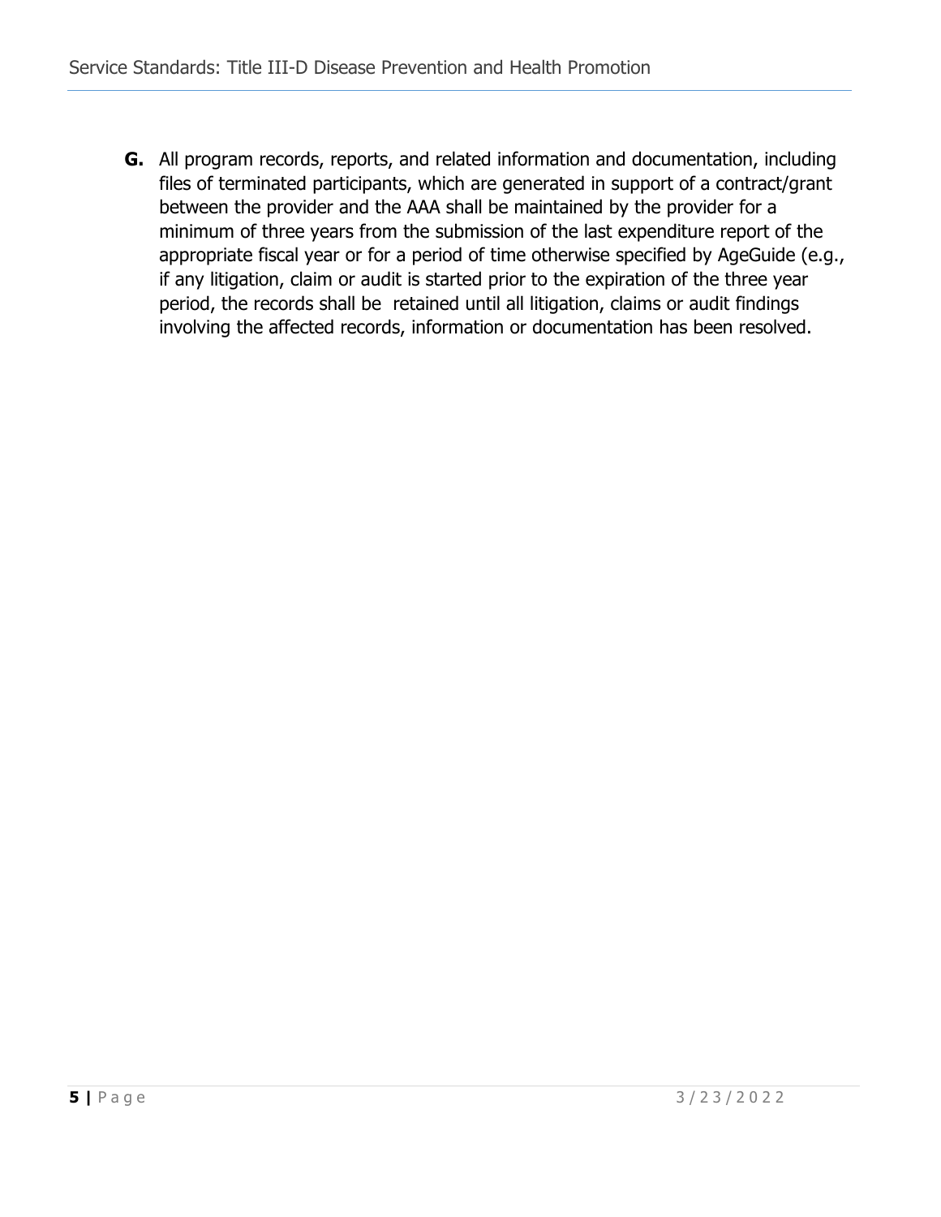**G.** All program records, reports, and related information and documentation, including files of terminated participants, which are generated in support of a contract/grant between the provider and the AAA shall be maintained by the provider for a minimum of three years from the submission of the last expenditure report of the appropriate fiscal year or for a period of time otherwise specified by AgeGuide (e.g., if any litigation, claim or audit is started prior to the expiration of the three year period, the records shall be retained until all litigation, claims or audit findings involving the affected records, information or documentation has been resolved.